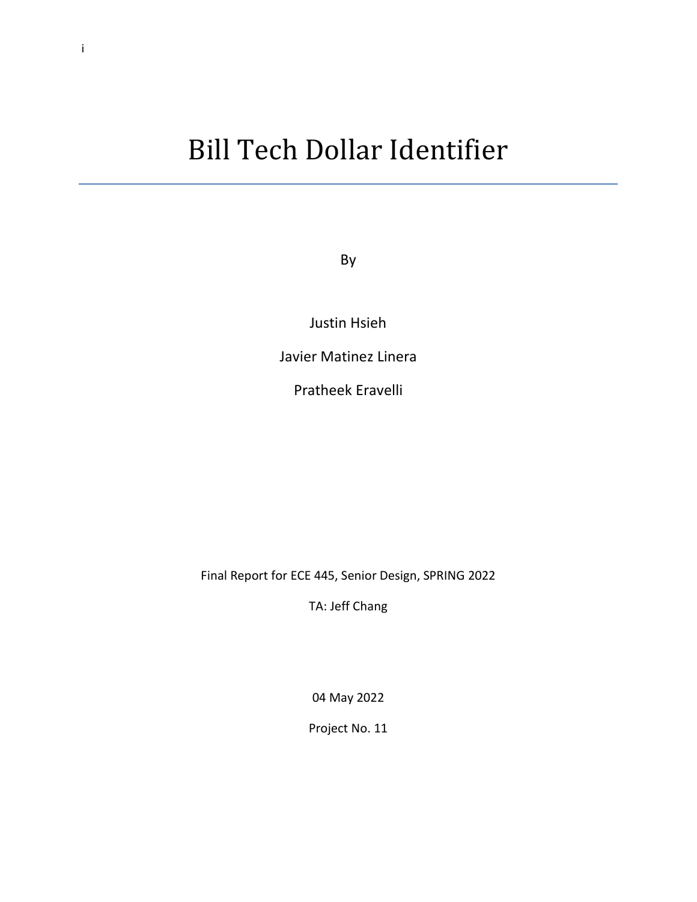# Bill Tech Dollar Identifier

By

Justin Hsieh

Javier Matinez Linera

Pratheek Eravelli

Final Report for ECE 445, Senior Design, SPRING 2022

TA: Jeff Chang

04 May 2022

Project No. 11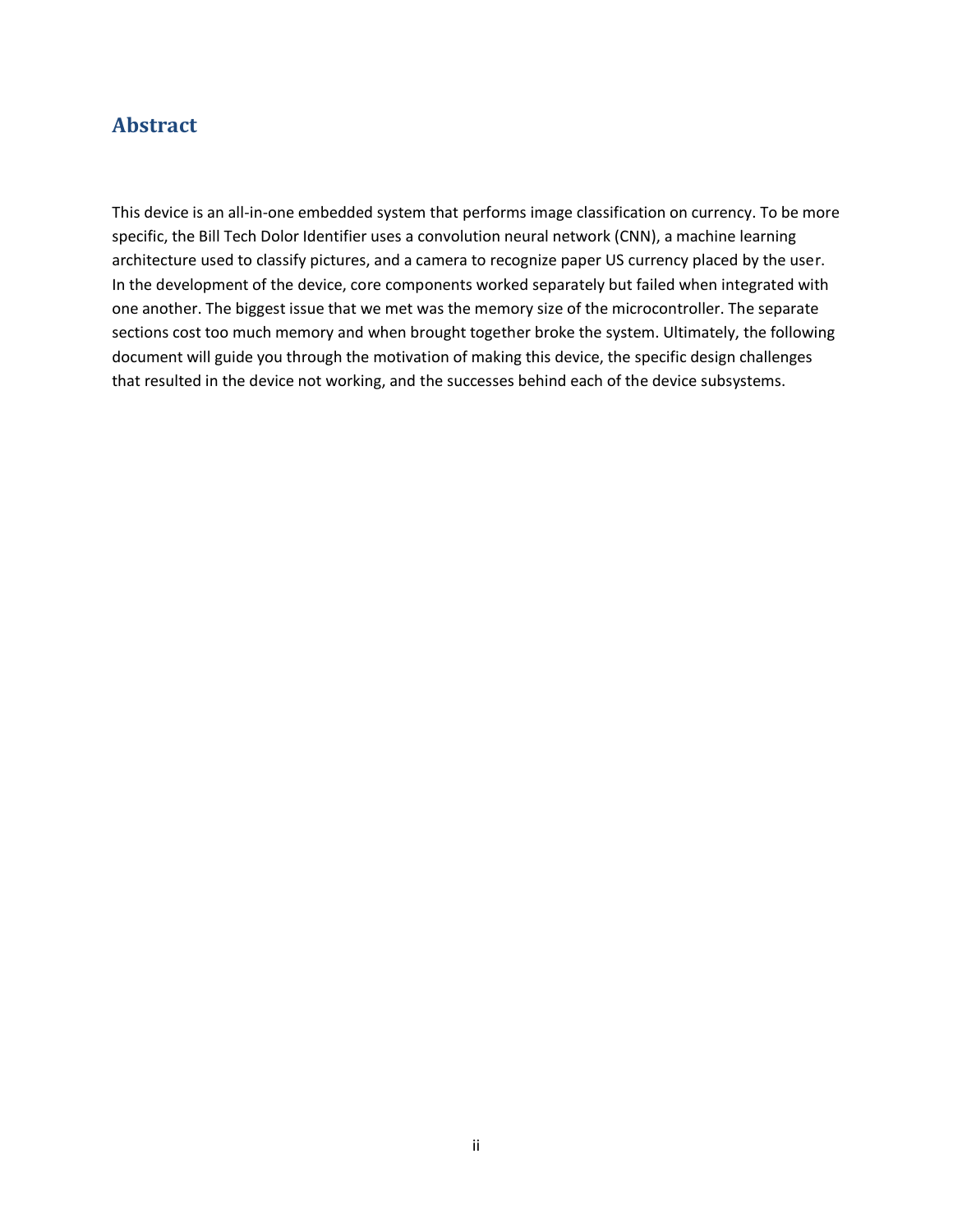## Abstract

This device is an all-in-one embedded system that performs image classification on currency. To be more specific, the Bill Tech Dolor Identifier uses a convolution neural network (CNN), a machine learning architecture used to classify pictures, and a camera to recognize paper US currency placed by the user. In the development of the device, core components worked separately but failed when integrated with one another. The biggest issue that we met was the memory size of the microcontroller. The separate sections cost too much memory and when brought together broke the system. Ultimately, the following document will guide you through the motivation of making this device, the specific design challenges that resulted in the device not working, and the successes behind each of the device subsystems.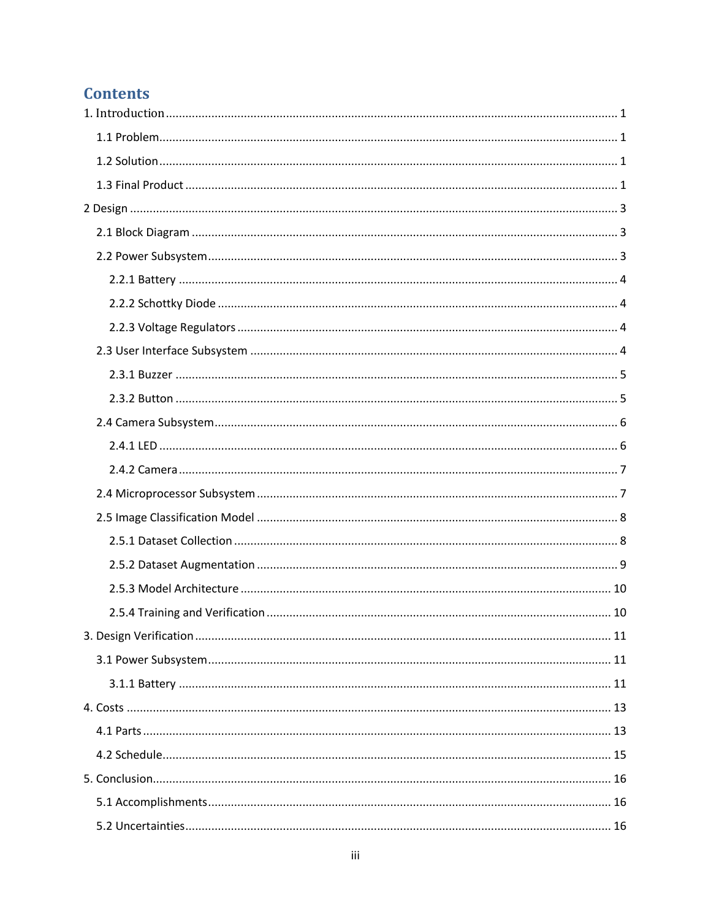# Contents

1. Introduction ........................................................................................................................................ 1

   1.1 Problem ........................................................................................................................................ 1

   1.2 Solution ........................................................................................................................................ 1

   1.3 Final Product ................................................................................................................................ 1

2 Design .................................................................................................................................................. 3

   2.1 Block Diagram .............................................................................................................................. 3

   2.2 Power Subsystem ......................................................................................................................... 3

      2.2.1 Battery ................................................................................................................................... 4

      2.2.2 Schottky Diode ....................................................................................................................... 4

      2.2.3 Voltage Regulators ................................................................................................................. 4

   2.3 User Interface Subsystem ............................................................................................................. 4

      2.3.1 Buzzer .................................................................................................................................... 5

      2.3.2 Button .................................................................................................................................... 5

   2.4 Camera Subsystem ....................................................................................................................... 6

      2.4.1 LED ........................................................................................................................................ 6

      2.4.2 Camera ................................................................................................................................... 7

   2.4 Microprocessor Subsystem ........................................................................................................... 7

   2.5 Image Classification Model ........................................................................................................... 8

      2.5.1 Dataset Collection .................................................................................................................. 8

      2.5.2 Dataset Augmentation ........................................................................................................... 9

      2.5.3 Model Architecture .............................................................................................................. 10

      2.5.4 Training and Verification ...................................................................................................... 10

3. Design Verification ............................................................................................................................ 11

   3.1 Power Subsystem ....................................................................................................................... 11

      3.1.1 Battery ................................................................................................................................. 11

4. Costs ................................................................................................................................................. 13

   4.1 Parts ........................................................................................................................................... 13

   4.2 Schedule ..................................................................................................................................... 15

5. Conclusion ......................................................................................................................................... 16

   5.1 Accomplishments ........................................................................................................................ 16

   5.2 Uncertainties ............................................................................................................................... 16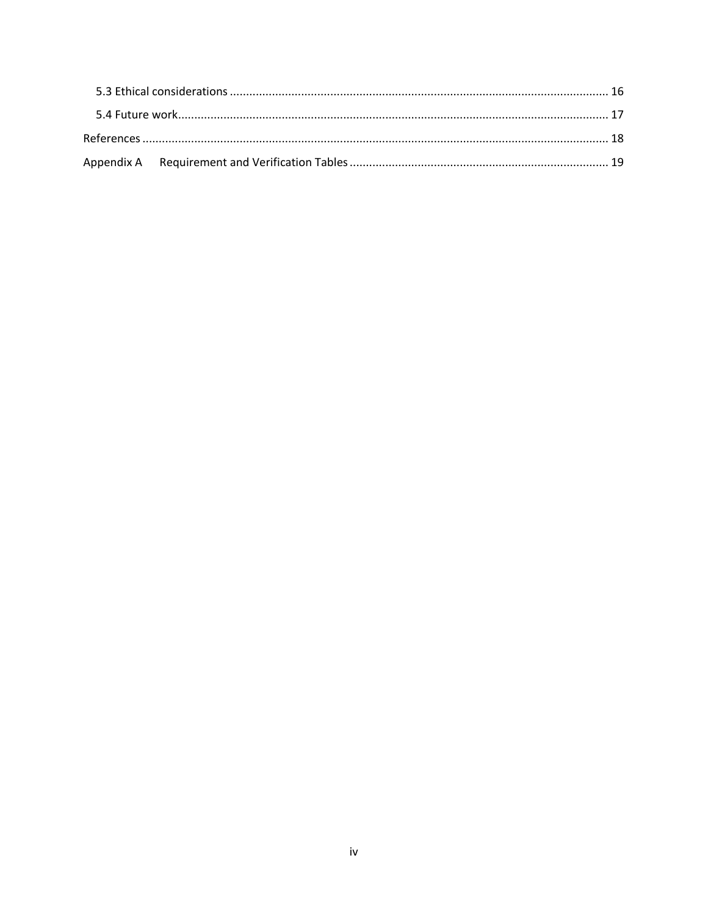5.3 Ethical considerations ........................................................................................................................ 16

5.4 Future work........................................................................................................................................ 17

References ............................................................................................................................................... 18

Appendix A Requirement and Verification Tables ................................................................................ 19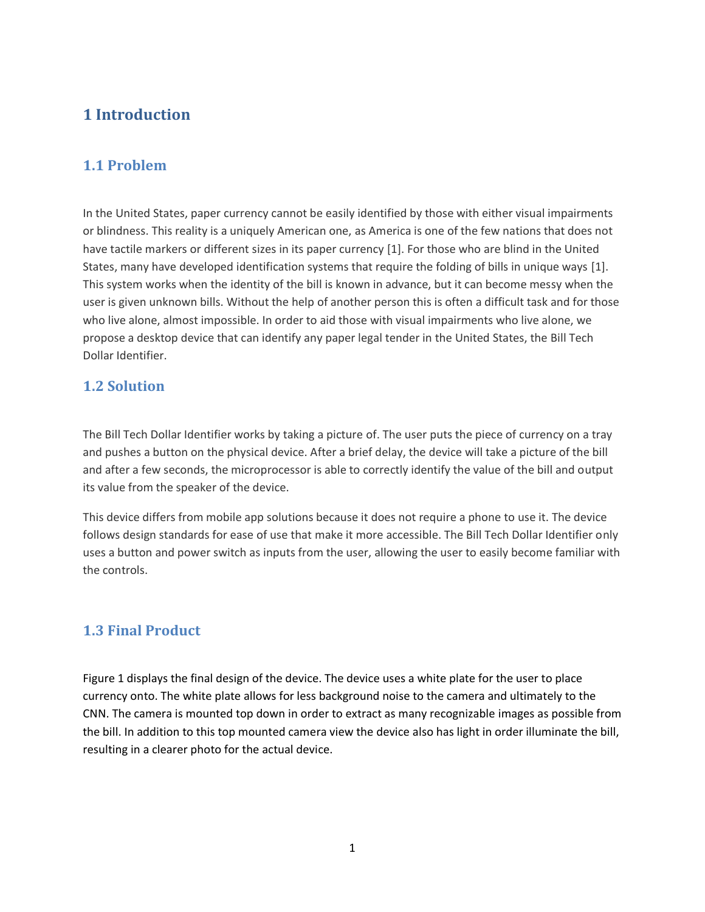# 1 Introduction

## 1.1 Problem

In the United States, paper currency cannot be easily identified by those with either visual impairments or blindness. This reality is a uniquely American one, as America is one of the few nations that does not have tactile markers or different sizes in its paper currency [1]. For those who are blind in the United States, many have developed identification systems that require the folding of bills in unique ways [1]. This system works when the identity of the bill is known in advance, but it can become messy when the user is given unknown bills. Without the help of another person this is often a difficult task and for those who live alone, almost impossible. In order to aid those with visual impairments who live alone, we propose a desktop device that can identify any paper legal tender in the United States, the Bill Tech Dollar Identifier.

## 1.2 Solution

The Bill Tech Dollar Identifier works by taking a picture of. The user puts the piece of currency on a tray and pushes a button on the physical device. After a brief delay, the device will take a picture of the bill and after a few seconds, the microprocessor is able to correctly identify the value of the bill and output its value from the speaker of the device.

This device differs from mobile app solutions because it does not require a phone to use it. The device follows design standards for ease of use that make it more accessible. The Bill Tech Dollar Identifier only uses a button and power switch as inputs from the user, allowing the user to easily become familiar with the controls.

## 1.3 Final Product

Figure 1 displays the final design of the device. The device uses a white plate for the user to place currency onto. The white plate allows for less background noise to the camera and ultimately to the CNN. The camera is mounted top down in order to extract as many recognizable images as possible from the bill. In addition to this top mounted camera view the device also has light in order illuminate the bill, resulting in a clearer photo for the actual device.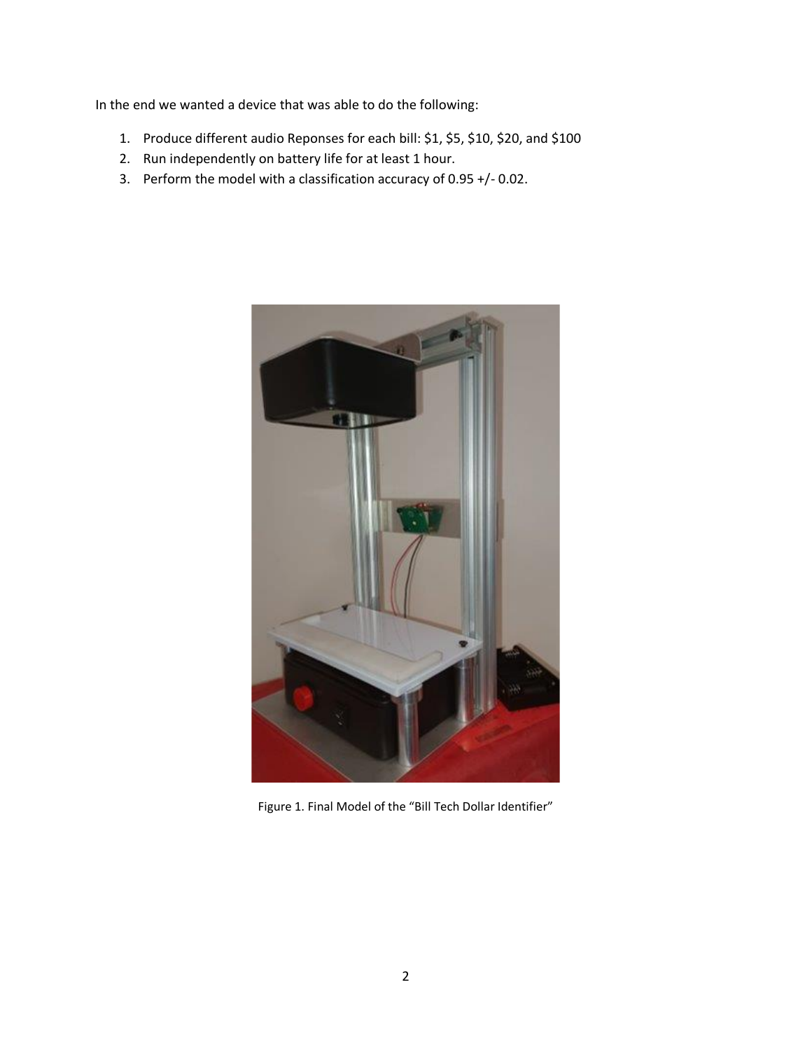In the end we wanted a device that was able to do the following:

1. Produce different audio Reponses for each bill: $1, $5, $10, $20, and $100
2. Run independently on battery life for at least 1 hour.
3. Perform the model with a classification accuracy of 0.95 +/- 0.02.

Figure 1. Final Model of the "Bill Tech Dollar Identifier"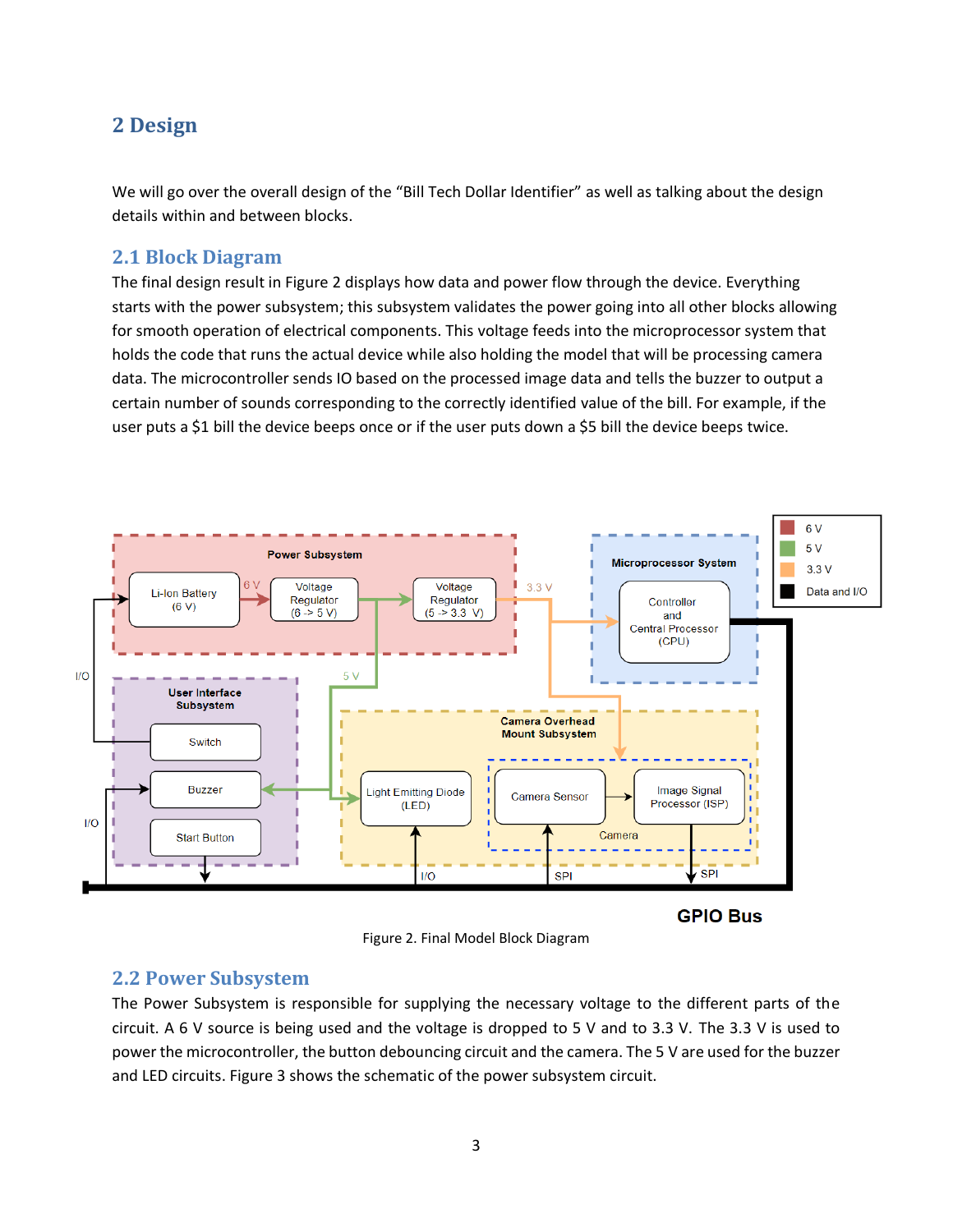## 2 Design

We will go over the overall design of the "Bill Tech Dollar Identifier" as well as talking about the design details within and between blocks.

### 2.1 Block Diagram

The final design result in Figure 2 displays how data and power flow through the device. Everything starts with the power subsystem; this subsystem validates the power going into all other blocks allowing for smooth operation of electrical components. This voltage feeds into the microprocessor system that holds the code that runs the actual device while also holding the model that will be processing camera data. The microcontroller sends IO based on the processed image data and tells the buzzer to output a certain number of sounds corresponding to the correctly identified value of the bill. For example, if the user puts a $1 bill the device beeps once or if the user puts down a $5 bill the device beeps twice.

Figure 2. Final Model Block Diagram

### 2.2 Power Subsystem

The Power Subsystem is responsible for supplying the necessary voltage to the different parts of the circuit. A 6 V source is being used and the voltage is dropped to 5 V and to 3.3 V. The 3.3 V is used to power the microcontroller, the button debouncing circuit and the camera. The 5 V are used for the buzzer and LED circuits. Figure 3 shows the schematic of the power subsystem circuit.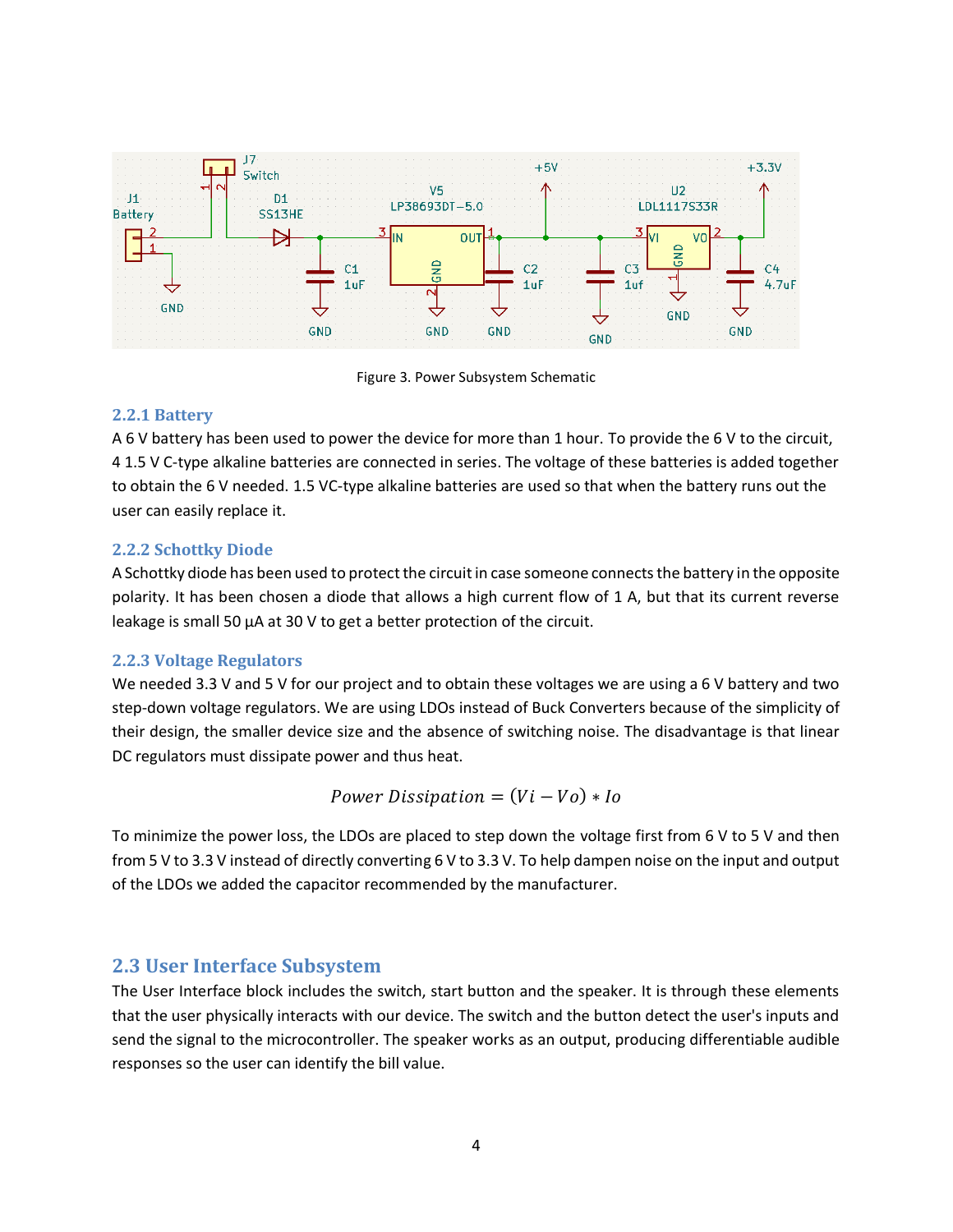Figure 3. Power Subsystem Schematic

### 2.2.1 Battery

A 6 V battery has been used to power the device for more than 1 hour. To provide the 6 V to the circuit, 4 1.5 V C-type alkaline batteries are connected in series. The voltage of these batteries is added together to obtain the 6 V needed. 1.5 VC-type alkaline batteries are used so that when the battery runs out the user can easily replace it.

### 2.2.2 Schottky Diode

A Schottky diode has been used to protect the circuit in case someone connects the battery in the opposite polarity. It has been chosen a diode that allows a high current flow of 1 A, but that its current reverse leakage is small 50 µA at 30 V to get a better protection of the circuit.

### 2.2.3 Voltage Regulators

We needed 3.3 V and 5 V for our project and to obtain these voltages we are using a 6 V battery and two step-down voltage regulators. We are using LDOs instead of Buck Converters because of the simplicity of their design, the smaller device size and the absence of switching noise. The disadvantage is that linear DC regulators must dissipate power and thus heat.

$$Power\ Dissipation = (Vi - Vo) * Io$$

To minimize the power loss, the LDOs are placed to step down the voltage first from 6 V to 5 V and then from 5 V to 3.3 V instead of directly converting 6 V to 3.3 V. To help dampen noise on the input and output of the LDOs we added the capacitor recommended by the manufacturer.

## 2.3 User Interface Subsystem

The User Interface block includes the switch, start button and the speaker. It is through these elements that the user physically interacts with our device. The switch and the button detect the user's inputs and send the signal to the microcontroller. The speaker works as an output, producing differentiable audible responses so the user can identify the bill value.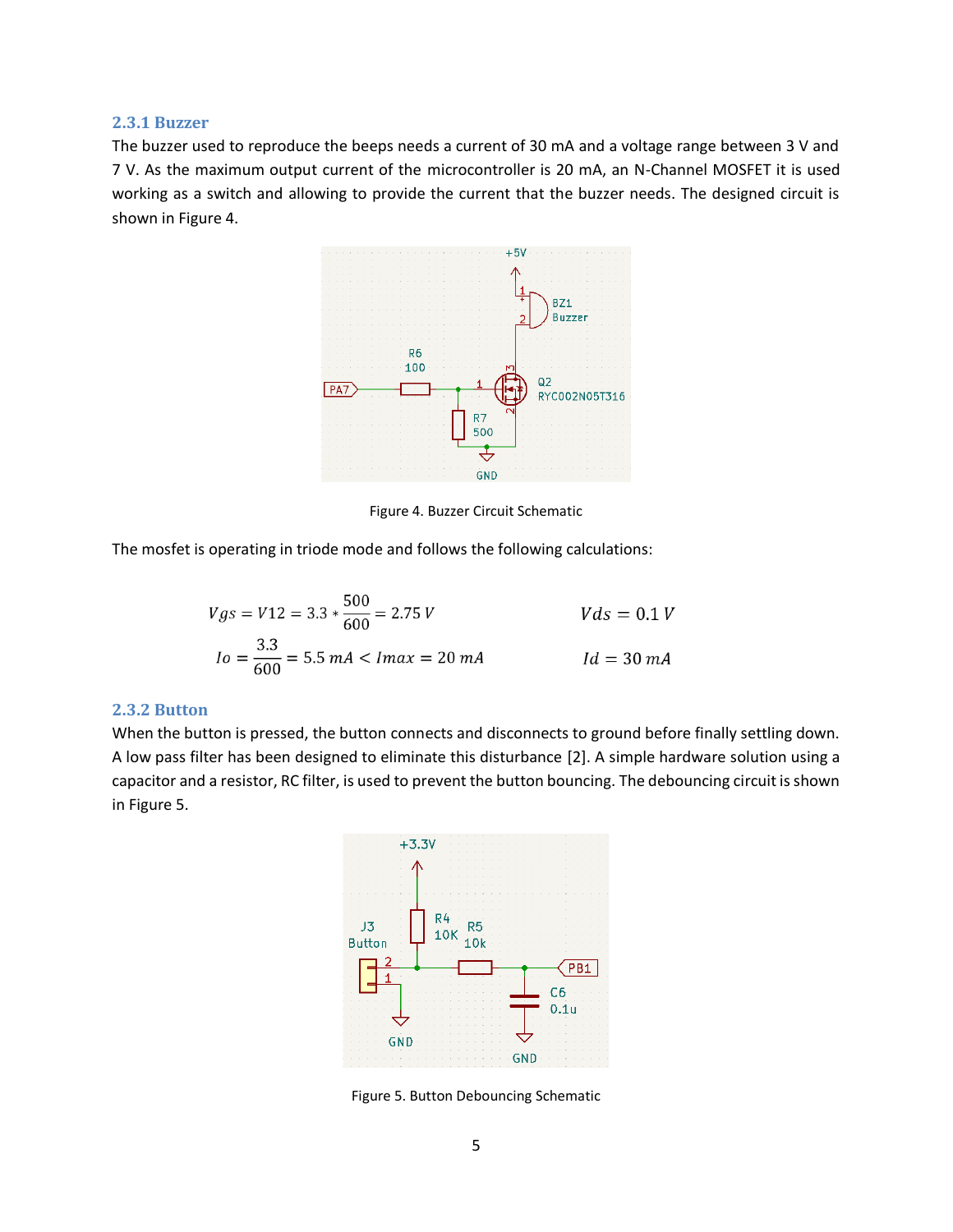### 2.3.1 Buzzer

The buzzer used to reproduce the beeps needs a current of 30 mA and a voltage range between 3 V and 7 V. As the maximum output current of the microcontroller is 20 mA, an N-Channel MOSFET it is used working as a switch and allowing to provide the current that the buzzer needs. The designed circuit is shown in Figure 4.

Figure 4. Buzzer Circuit Schematic

The mosfet is operating in triode mode and follows the following calculations:

$$Vgs = V12 = 3.3 * \frac{500}{600} = 2.75\ V \qquad Vds = 0.1\ V$$

$$Io = \frac{3.3}{600} = 5.5\ mA < Imax = 20\ mA \qquad Id = 30\ mA$$

### 2.3.2 Button

When the button is pressed, the button connects and disconnects to ground before finally settling down. A low pass filter has been designed to eliminate this disturbance [2]. A simple hardware solution using a capacitor and a resistor, RC filter, is used to prevent the button bouncing. The debouncing circuit is shown in Figure 5.

Figure 5. Button Debouncing Schematic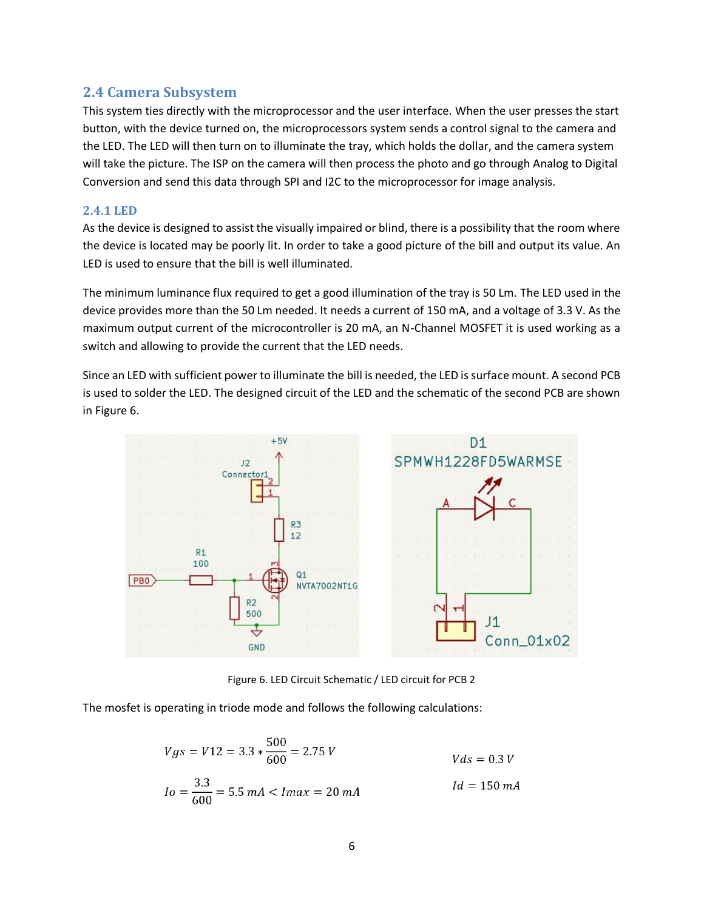### 2.4 Camera Subsystem

This system ties directly with the microprocessor and the user interface. When the user presses the start button, with the device turned on, the microprocessors system sends a control signal to the camera and the LED. The LED will then turn on to illuminate the tray, which holds the dollar, and the camera system will take the picture. The ISP on the camera will then process the photo and go through Analog to Digital Conversion and send this data through SPI and I2C to the microprocessor for image analysis.

#### 2.4.1 LED

As the device is designed to assist the visually impaired or blind, there is a possibility that the room where the device is located may be poorly lit. In order to take a good picture of the bill and output its value. An LED is used to ensure that the bill is well illuminated.

The minimum luminance flux required to get a good illumination of the tray is 50 Lm. The LED used in the device provides more than the 50 Lm needed. It needs a current of 150 mA, and a voltage of 3.3 V. As the maximum output current of the microcontroller is 20 mA, an N-Channel MOSFET it is used working as a switch and allowing to provide the current that the LED needs.

Since an LED with sufficient power to illuminate the bill is needed, the LED is surface mount. A second PCB is used to solder the LED. The designed circuit of the LED and the schematic of the second PCB are shown in Figure 6.

Figure 6. LED Circuit Schematic / LED circuit for PCB 2

The mosfet is operating in triode mode and follows the following calculations:

$$Vgs = V12 = 3.3 * \frac{500}{600} = 2.75\ V \qquad Vds = 0.3\ V$$

$$Io = \frac{3.3}{600} = 5.5\ mA < Imax = 20\ mA \qquad Id = 150\ mA$$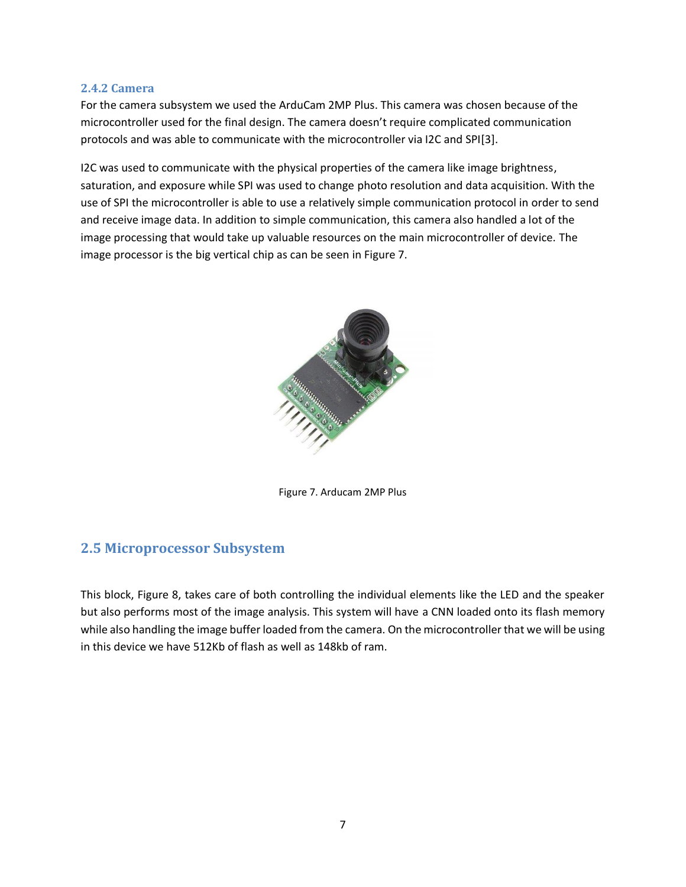### 2.4.2 Camera

For the camera subsystem we used the ArduCam 2MP Plus. This camera was chosen because of the microcontroller used for the final design. The camera doesn't require complicated communication protocols and was able to communicate with the microcontroller via I2C and SPI[3].

I2C was used to communicate with the physical properties of the camera like image brightness, saturation, and exposure while SPI was used to change photo resolution and data acquisition. With the use of SPI the microcontroller is able to use a relatively simple communication protocol in order to send and receive image data. In addition to simple communication, this camera also handled a lot of the image processing that would take up valuable resources on the main microcontroller of device. The image processor is the big vertical chip as can be seen in Figure 7.

Figure 7. Arducam 2MP Plus

## 2.5 Microprocessor Subsystem

This block, Figure 8, takes care of both controlling the individual elements like the LED and the speaker but also performs most of the image analysis. This system will have a CNN loaded onto its flash memory while also handling the image buffer loaded from the camera. On the microcontroller that we will be using in this device we have 512Kb of flash as well as 148kb of ram.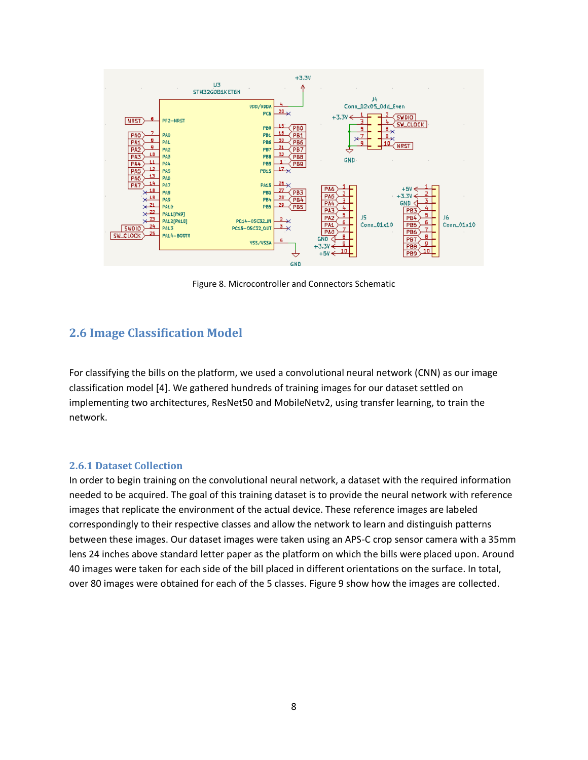Figure 8. Microcontroller and Connectors Schematic

## 2.6 Image Classification Model

For classifying the bills on the platform, we used a convolutional neural network (CNN) as our image classification model [4]. We gathered hundreds of training images for our dataset settled on implementing two architectures, ResNet50 and MobileNetv2, using transfer learning, to train the network.

### 2.6.1 Dataset Collection

In order to begin training on the convolutional neural network, a dataset with the required information needed to be acquired. The goal of this training dataset is to provide the neural network with reference images that replicate the environment of the actual device. These reference images are labeled correspondingly to their respective classes and allow the network to learn and distinguish patterns between these images. Our dataset images were taken using an APS-C crop sensor camera with a 35mm lens 24 inches above standard letter paper as the platform on which the bills were placed upon. Around 40 images were taken for each side of the bill placed in different orientations on the surface. In total, over 80 images were obtained for each of the 5 classes. Figure 9 show how the images are collected.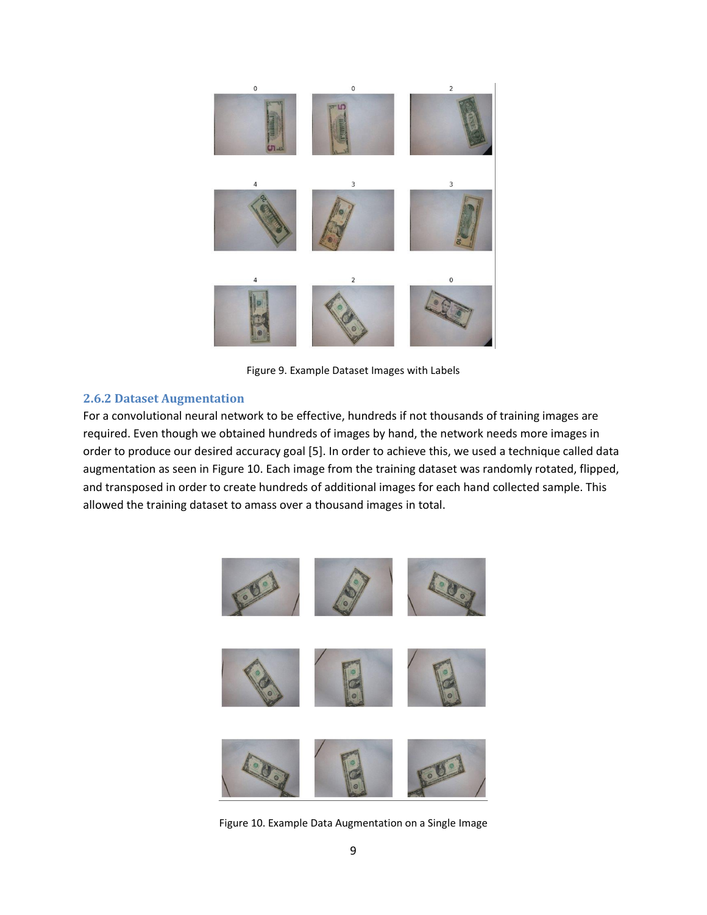Figure 9. Example Dataset Images with Labels

### 2.6.2 Dataset Augmentation

For a convolutional neural network to be effective, hundreds if not thousands of training images are required. Even though we obtained hundreds of images by hand, the network needs more images in order to produce our desired accuracy goal [5]. In order to achieve this, we used a technique called data augmentation as seen in Figure 10. Each image from the training dataset was randomly rotated, flipped, and transposed in order to create hundreds of additional images for each hand collected sample. This allowed the training dataset to amass over a thousand images in total.

Figure 10. Example Data Augmentation on a Single Image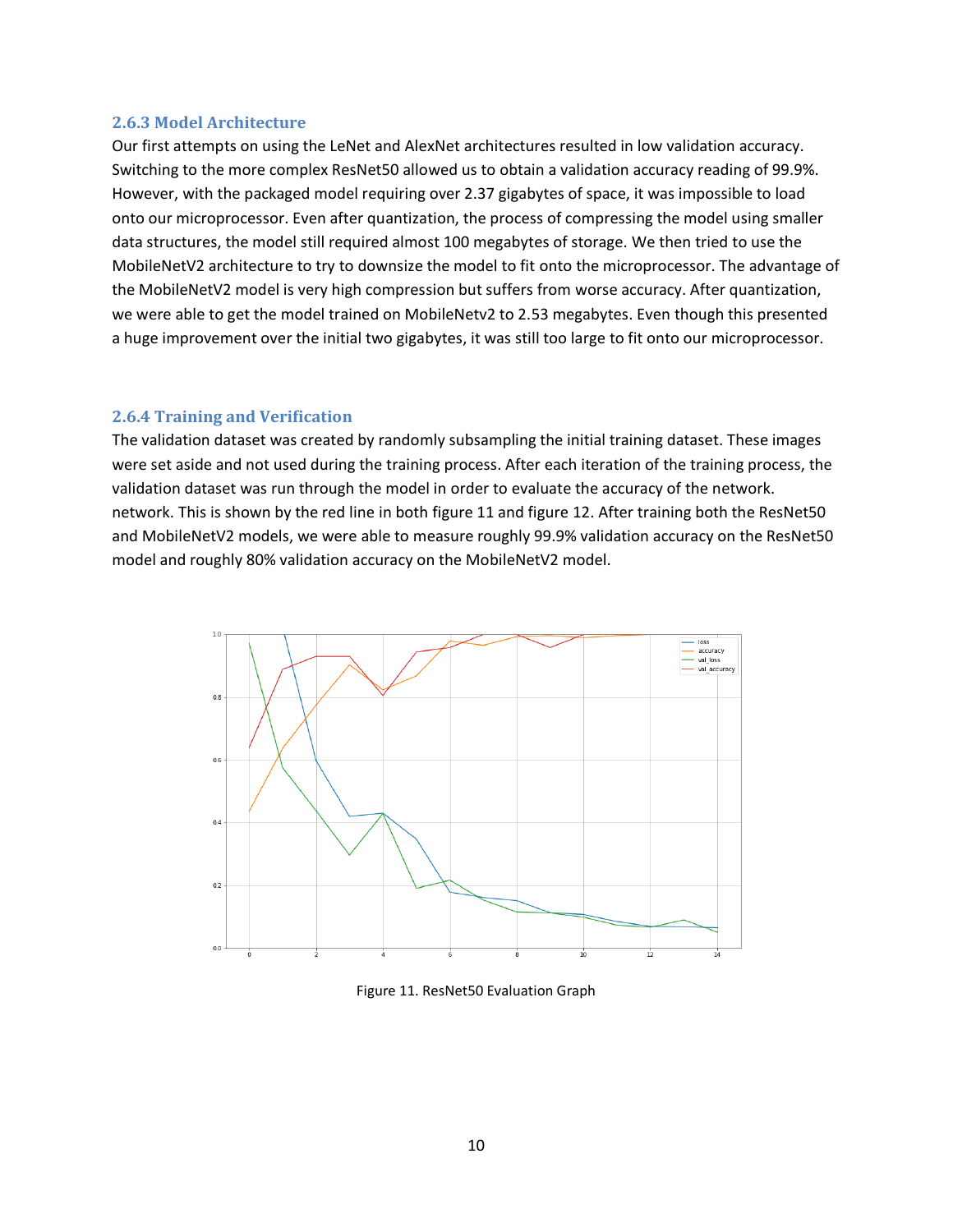### 2.6.3 Model Architecture

Our first attempts on using the LeNet and AlexNet architectures resulted in low validation accuracy. Switching to the more complex ResNet50 allowed us to obtain a validation accuracy reading of 99.9%. However, with the packaged model requiring over 2.37 gigabytes of space, it was impossible to load onto our microprocessor. Even after quantization, the process of compressing the model using smaller data structures, the model still required almost 100 megabytes of storage. We then tried to use the MobileNetV2 architecture to try to downsize the model to fit onto the microprocessor. The advantage of the MobileNetV2 model is very high compression but suffers from worse accuracy. After quantization, we were able to get the model trained on MobileNetv2 to 2.53 megabytes. Even though this presented a huge improvement over the initial two gigabytes, it was still too large to fit onto our microprocessor.

### 2.6.4 Training and Verification

The validation dataset was created by randomly subsampling the initial training dataset. These images were set aside and not used during the training process. After each iteration of the training process, the validation dataset was run through the model in order to evaluate the accuracy of the network. network. This is shown by the red line in both figure 11 and figure 12. After training both the ResNet50 and MobileNetV2 models, we were able to measure roughly 99.9% validation accuracy on the ResNet50 model and roughly 80% validation accuracy on the MobileNetV2 model.

Figure 11. ResNet50 Evaluation Graph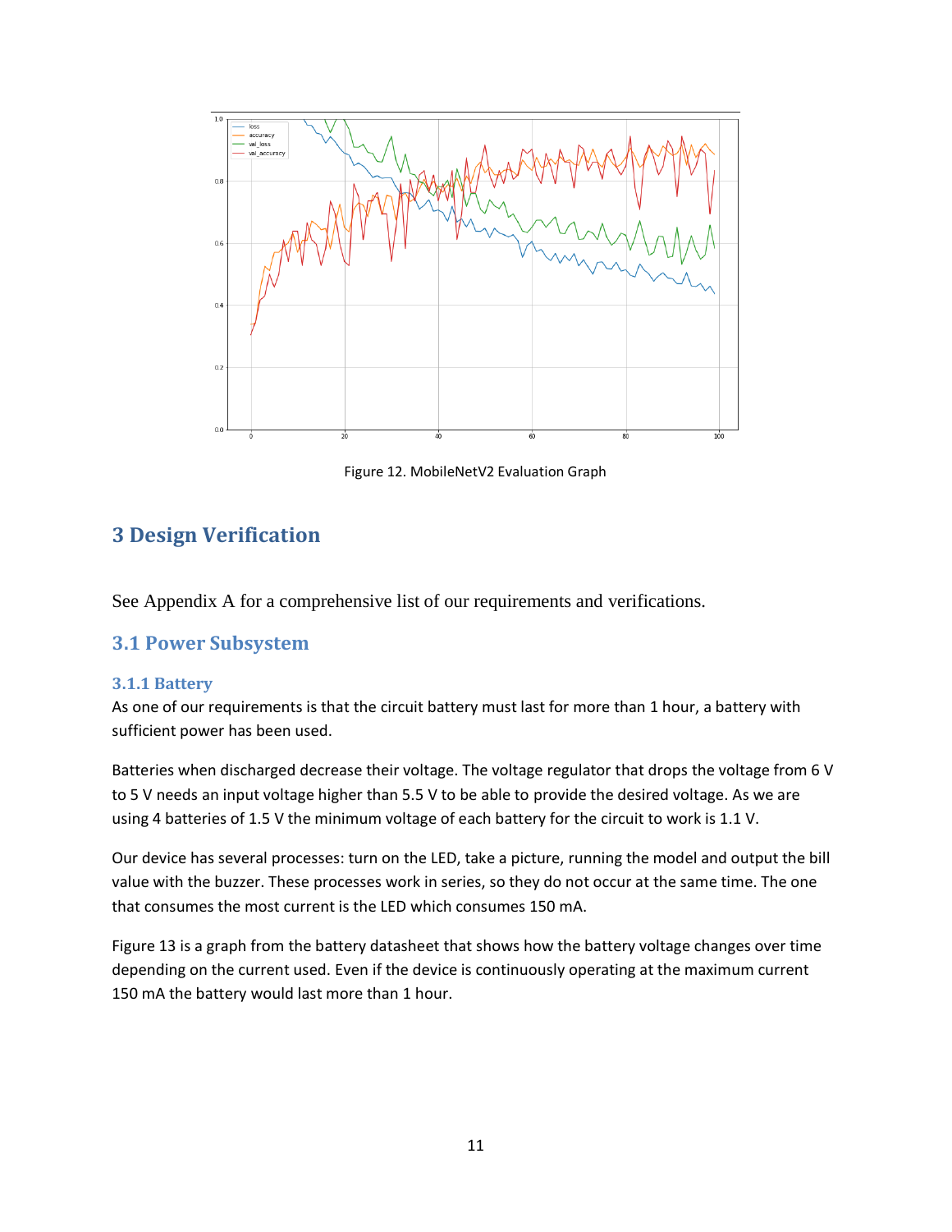Figure 12. MobileNetV2 Evaluation Graph

# 3 Design Verification

See Appendix A for a comprehensive list of our requirements and verifications.

## 3.1 Power Subsystem

### 3.1.1 Battery

As one of our requirements is that the circuit battery must last for more than 1 hour, a battery with sufficient power has been used.

Batteries when discharged decrease their voltage. The voltage regulator that drops the voltage from 6 V to 5 V needs an input voltage higher than 5.5 V to be able to provide the desired voltage. As we are using 4 batteries of 1.5 V the minimum voltage of each battery for the circuit to work is 1.1 V.

Our device has several processes: turn on the LED, take a picture, running the model and output the bill value with the buzzer. These processes work in series, so they do not occur at the same time. The one that consumes the most current is the LED which consumes 150 mA.

Figure 13 is a graph from the battery datasheet that shows how the battery voltage changes over time depending on the current used. Even if the device is continuously operating at the maximum current 150 mA the battery would last more than 1 hour.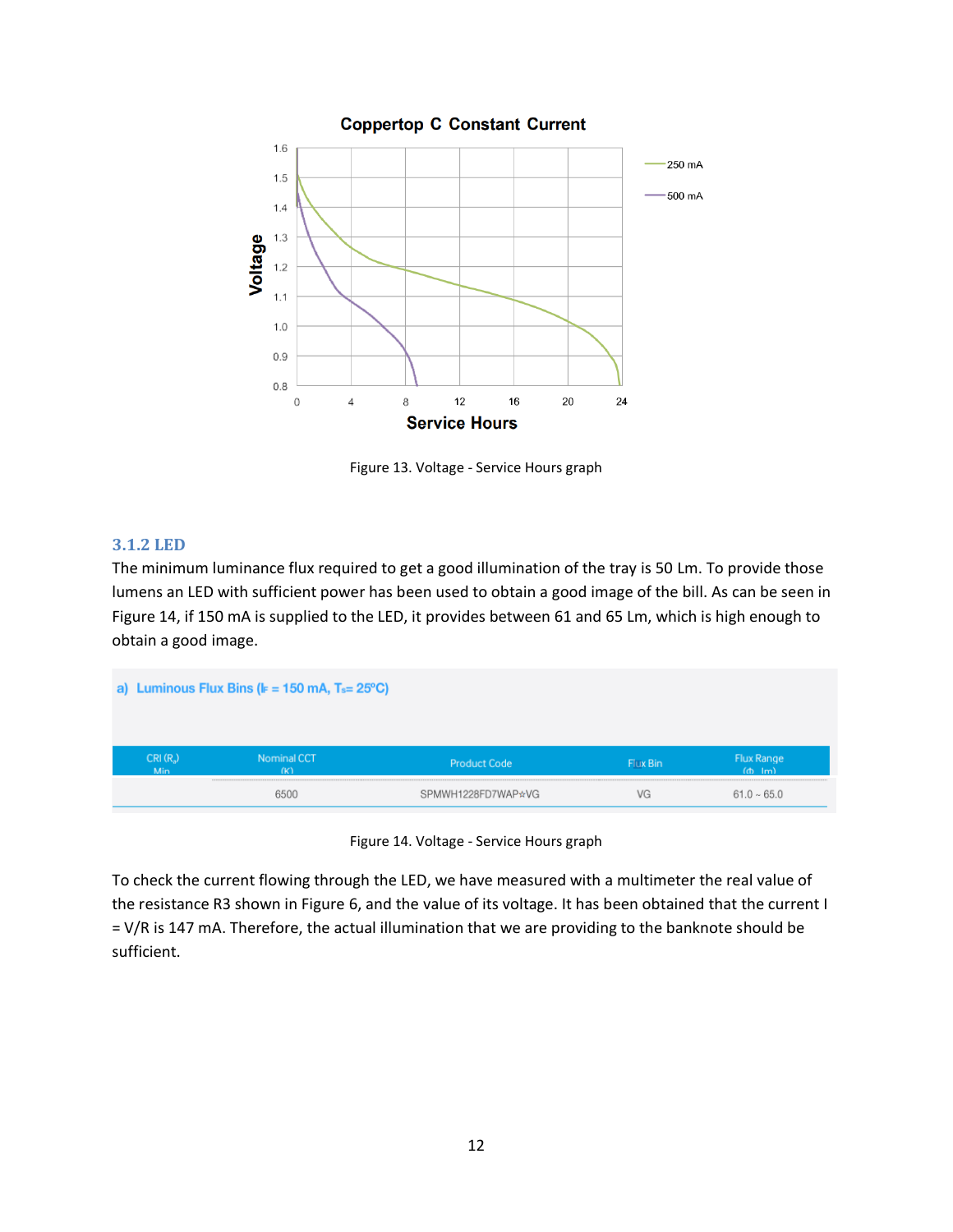Figure 13. Voltage - Service Hours graph

### 3.1.2 LED

The minimum luminance flux required to get a good illumination of the tray is 50 Lm. To provide those lumens an LED with sufficient power has been used to obtain a good image of the bill. As can be seen in Figure 14, if 150 mA is supplied to the LED, it provides between 61 and 65 Lm, which is high enough to obtain a good image.

a) Luminous Flux Bins ($I_F$ = 150 mA, $T_s$= 25ºC)

| CRI ($R_a$) Min | Nominal CCT (K) | Product Code | Flux Bin | Flux Range (Φ, lm) |
|---|---|---|---|---|
| | 6500 | SPMWH1228FD7WAP☆VG | VG | 61.0 ~ 65.0 |

Figure 14. Voltage - Service Hours graph

To check the current flowing through the LED, we have measured with a multimeter the real value of the resistance R3 shown in Figure 6, and the value of its voltage. It has been obtained that the current I = V/R is 147 mA. Therefore, the actual illumination that we are providing to the banknote should be sufficient.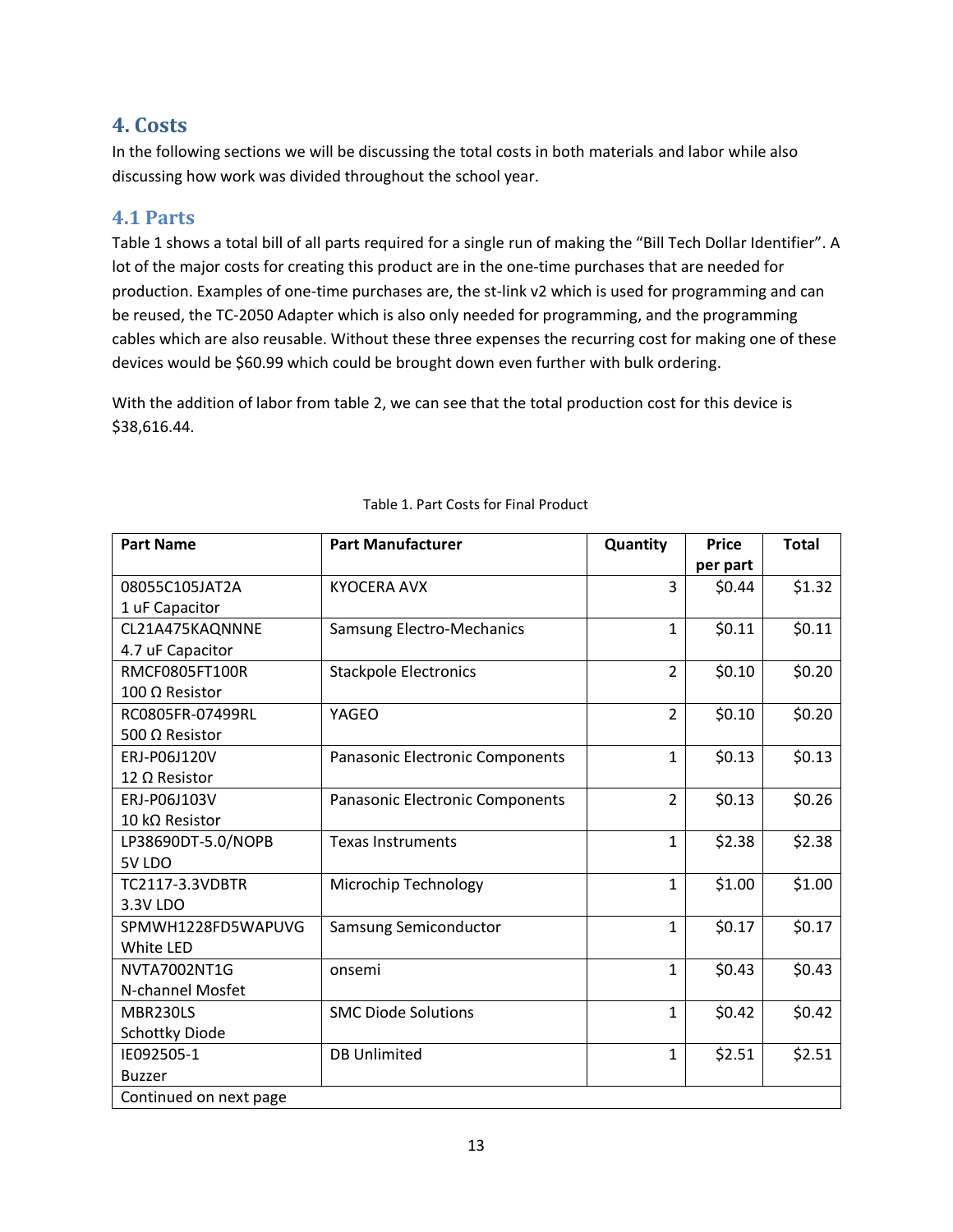## 4. Costs

In the following sections we will be discussing the total costs in both materials and labor while also discussing how work was divided throughout the school year.

### 4.1 Parts

Table 1 shows a total bill of all parts required for a single run of making the "Bill Tech Dollar Identifier". A lot of the major costs for creating this product are in the one-time purchases that are needed for production. Examples of one-time purchases are, the st-link v2 which is used for programming and can be reused, the TC-2050 Adapter which is also only needed for programming, and the programming cables which are also reusable. Without these three expenses the recurring cost for making one of these devices would be $60.99 which could be brought down even further with bulk ordering.

With the addition of labor from table 2, we can see that the total production cost for this device is $38,616.44.

Table 1. Part Costs for Final Product

| Part Name | Part Manufacturer | Quantity | Price per part | Total |
|---|---|---|---|---|
| 08055C105JAT2A<br>1 uF Capacitor | KYOCERA AVX | 3 | $0.44 | $1.32 |
| CL21A475KAQNNNE<br>4.7 uF Capacitor | Samsung Electro-Mechanics | 1 | $0.11 | $0.11 |
| RMCF0805FT100R<br>100 Ω Resistor | Stackpole Electronics | 2 | $0.10 | $0.20 |
| RC0805FR-07499RL<br>500 Ω Resistor | YAGEO | 2 | $0.10 | $0.20 |
| ERJ-P06J120V<br>12 Ω Resistor | Panasonic Electronic Components | 1 | $0.13 | $0.13 |
| ERJ-P06J103V<br>10 kΩ Resistor | Panasonic Electronic Components | 2 | $0.13 | $0.26 |
| LP38690DT-5.0/NOPB<br>5V LDO | Texas Instruments | 1 | $2.38 | $2.38 |
| TC2117-3.3VDBTR<br>3.3V LDO | Microchip Technology | 1 | $1.00 | $1.00 |
| SPMWH1228FD5WAPUVG<br>White LED | Samsung Semiconductor | 1 | $0.17 | $0.17 |
| NVTA7002NT1G<br>N-channel Mosfet | onsemi | 1 | $0.43 | $0.43 |
| MBR230LS<br>Schottky Diode | SMC Diode Solutions | 1 | $0.42 | $0.42 |
| IE092505-1<br>Buzzer | DB Unlimited | 1 | $2.51 | $2.51 |
| Continued on next page | | | | |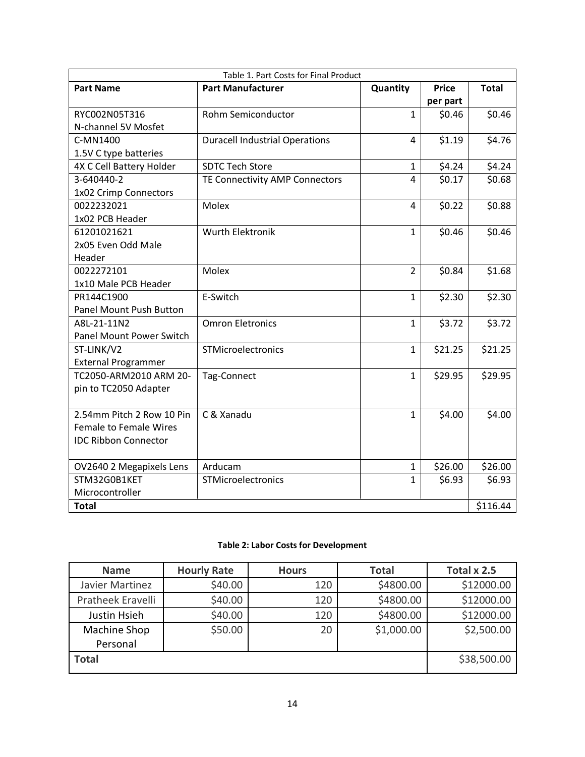Table 1. Part Costs for Final Product

| Part Name | Part Manufacturer | Quantity | Price per part | Total |
|---|---|---|---|---|
| RYC002N05T316 N-channel 5V Mosfet | Rohm Semiconductor | 1 | $0.46 | $0.46 |
| C-MN1400 1.5V C type batteries | Duracell Industrial Operations | 4 | $1.19 | $4.76 |
| 4X C Cell Battery Holder | SDTC Tech Store | 1 | $4.24 | $4.24 |
| 3-640440-2 1x02 Crimp Connectors | TE Connectivity AMP Connectors | 4 | $0.17 | $0.68 |
| 0022232021 1x02 PCB Header | Molex | 4 | $0.22 | $0.88 |
| 61201021621 2x05 Even Odd Male Header | Wurth Elektronik | 1 | $0.46 | $0.46 |
| 0022272101 1x10 Male PCB Header | Molex | 2 | $0.84 | $1.68 |
| PR144C1900 Panel Mount Push Button | E-Switch | 1 | $2.30 | $2.30 |
| A8L-21-11N2 Panel Mount Power Switch | Omron Eletronics | 1 | $3.72 | $3.72 |
| ST-LINK/V2 External Programmer | STMicroelectronics | 1 | $21.25 | $21.25 |
| TC2050-ARM2010 ARM 20-pin to TC2050 Adapter | Tag-Connect | 1 | $29.95 | $29.95 |
| 2.54mm Pitch 2 Row 10 Pin Female to Female Wires IDC Ribbon Connector | C & Xanadu | 1 | $4.00 | $4.00 |
| OV2640 2 Megapixels Lens | Arducam | 1 | $26.00 | $26.00 |
| STM32G0B1KET Microcontroller | STMicroelectronics | 1 | $6.93 | $6.93 |
| **Total** | | | | $116.44 |

**Table 2: Labor Costs for Development**

| Name | Hourly Rate | Hours | Total | Total x 2.5 |
|---|---|---|---|---|
| Javier Martinez | $40.00 | 120 | $4800.00 | $12000.00 |
| Pratheek Eravelli | $40.00 | 120 | $4800.00 | $12000.00 |
| Justin Hsieh | $40.00 | 120 | $4800.00 | $12000.00 |
| Machine Shop Personal | $50.00 | 20 | $1,000.00 | $2,500.00 |
| **Total** | | | | $38,500.00 |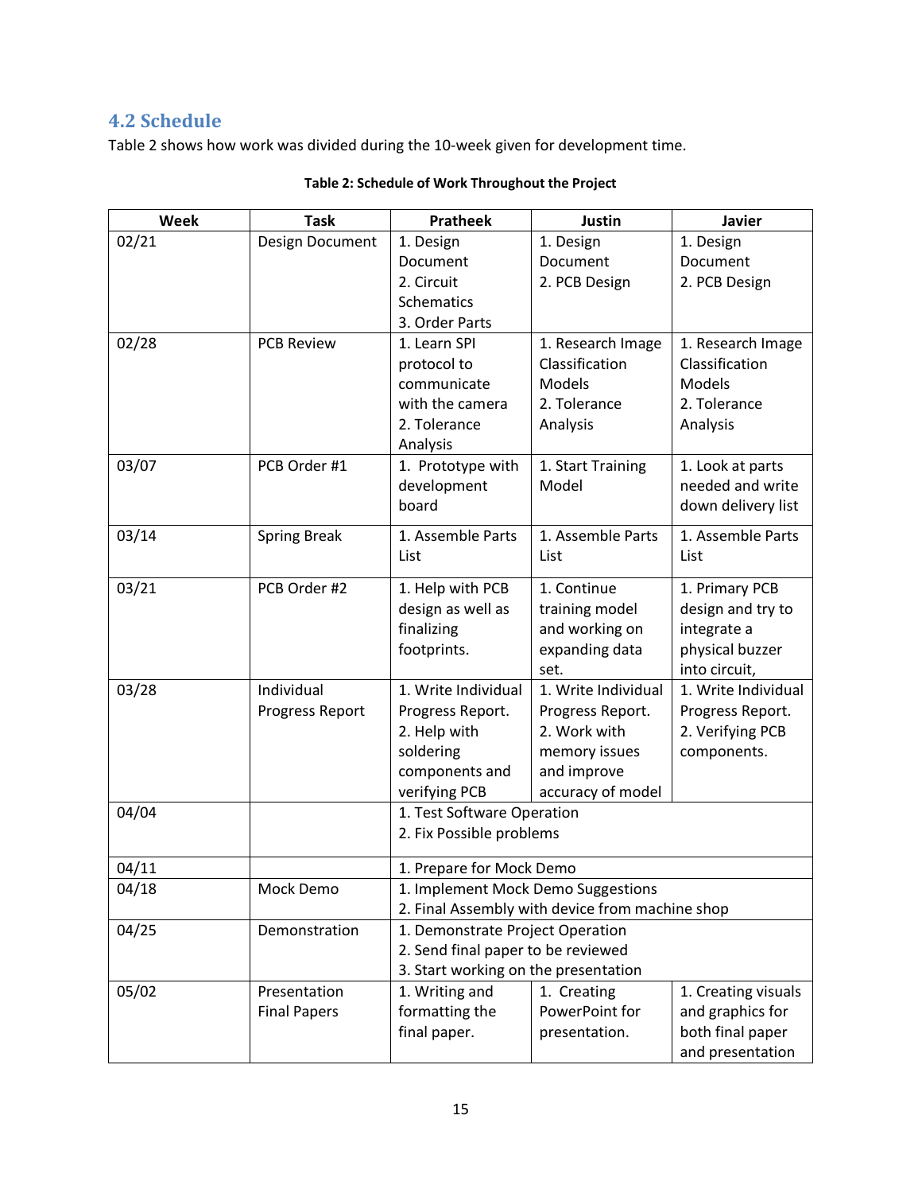## 4.2 Schedule

Table 2 shows how work was divided during the 10-week given for development time.

**Table 2: Schedule of Work Throughout the Project**

| Week | Task | Pratheek | Justin | Javier |
|---|---|---|---|---|
| 02/21 | Design Document | 1. Design Document 2. Circuit Schematics 3. Order Parts | 1. Design Document 2. PCB Design | 1. Design Document 2. PCB Design |
| 02/28 | PCB Review | 1. Learn SPI protocol to communicate with the camera 2. Tolerance Analysis | 1. Research Image Classification Models 2. Tolerance Analysis | 1. Research Image Classification Models 2. Tolerance Analysis |
| 03/07 | PCB Order #1 | 1. Prototype with development board | 1. Start Training Model | 1. Look at parts needed and write down delivery list |
| 03/14 | Spring Break | 1. Assemble Parts List | 1. Assemble Parts List | 1. Assemble Parts List |
| 03/21 | PCB Order #2 | 1. Help with PCB design as well as finalizing footprints. | 1. Continue training model and working on expanding data set. | 1. Primary PCB design and try to integrate a physical buzzer into circuit, |
| 03/28 | Individual Progress Report | 1. Write Individual Progress Report. 2. Help with soldering components and verifying PCB | 1. Write Individual Progress Report. 2. Work with memory issues and improve accuracy of model | 1. Write Individual Progress Report. 2. Verifying PCB components. |
| 04/04 | | 1. Test Software Operation 2. Fix Possible problems | | |
| 04/11 | | 1. Prepare for Mock Demo | | |
| 04/18 | Mock Demo | 1. Implement Mock Demo Suggestions 2. Final Assembly with device from machine shop | | |
| 04/25 | Demonstration | 1. Demonstrate Project Operation 2. Send final paper to be reviewed 3. Start working on the presentation | | |
| 05/02 | Presentation Final Papers | 1. Writing and formatting the final paper. | 1. Creating PowerPoint for presentation. | 1. Creating visuals and graphics for both final paper and presentation |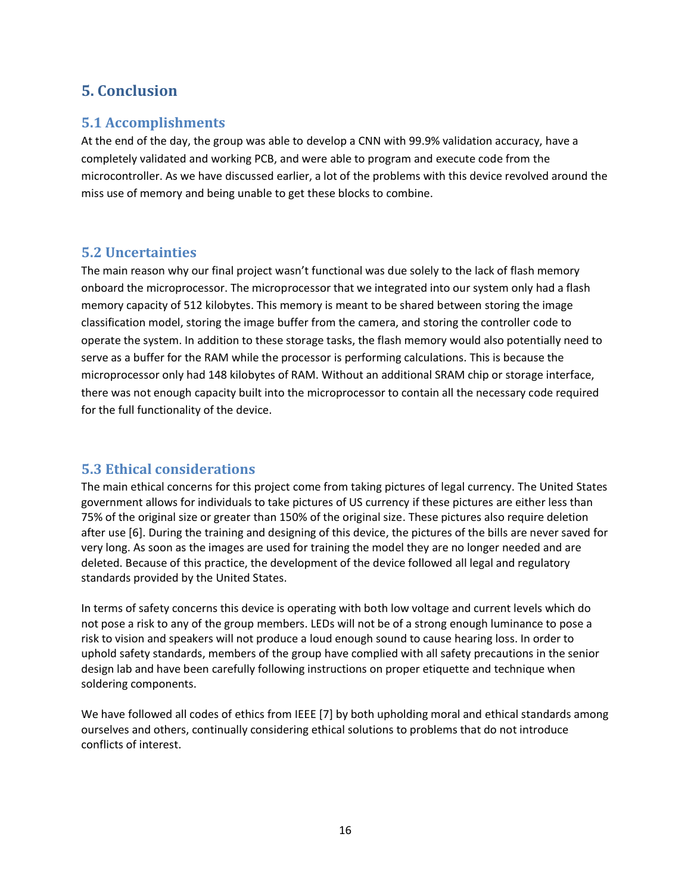# 5. Conclusion

## 5.1 Accomplishments

At the end of the day, the group was able to develop a CNN with 99.9% validation accuracy, have a completely validated and working PCB, and were able to program and execute code from the microcontroller. As we have discussed earlier, a lot of the problems with this device revolved around the miss use of memory and being unable to get these blocks to combine.

## 5.2 Uncertainties

The main reason why our final project wasn't functional was due solely to the lack of flash memory onboard the microprocessor. The microprocessor that we integrated into our system only had a flash memory capacity of 512 kilobytes. This memory is meant to be shared between storing the image classification model, storing the image buffer from the camera, and storing the controller code to operate the system. In addition to these storage tasks, the flash memory would also potentially need to serve as a buffer for the RAM while the processor is performing calculations. This is because the microprocessor only had 148 kilobytes of RAM. Without an additional SRAM chip or storage interface, there was not enough capacity built into the microprocessor to contain all the necessary code required for the full functionality of the device.

## 5.3 Ethical considerations

The main ethical concerns for this project come from taking pictures of legal currency. The United States government allows for individuals to take pictures of US currency if these pictures are either less than 75% of the original size or greater than 150% of the original size. These pictures also require deletion after use [6]. During the training and designing of this device, the pictures of the bills are never saved for very long. As soon as the images are used for training the model they are no longer needed and are deleted. Because of this practice, the development of the device followed all legal and regulatory standards provided by the United States.

In terms of safety concerns this device is operating with both low voltage and current levels which do not pose a risk to any of the group members. LEDs will not be of a strong enough luminance to pose a risk to vision and speakers will not produce a loud enough sound to cause hearing loss. In order to uphold safety standards, members of the group have complied with all safety precautions in the senior design lab and have been carefully following instructions on proper etiquette and technique when soldering components.

We have followed all codes of ethics from IEEE [7] by both upholding moral and ethical standards among ourselves and others, continually considering ethical solutions to problems that do not introduce conflicts of interest.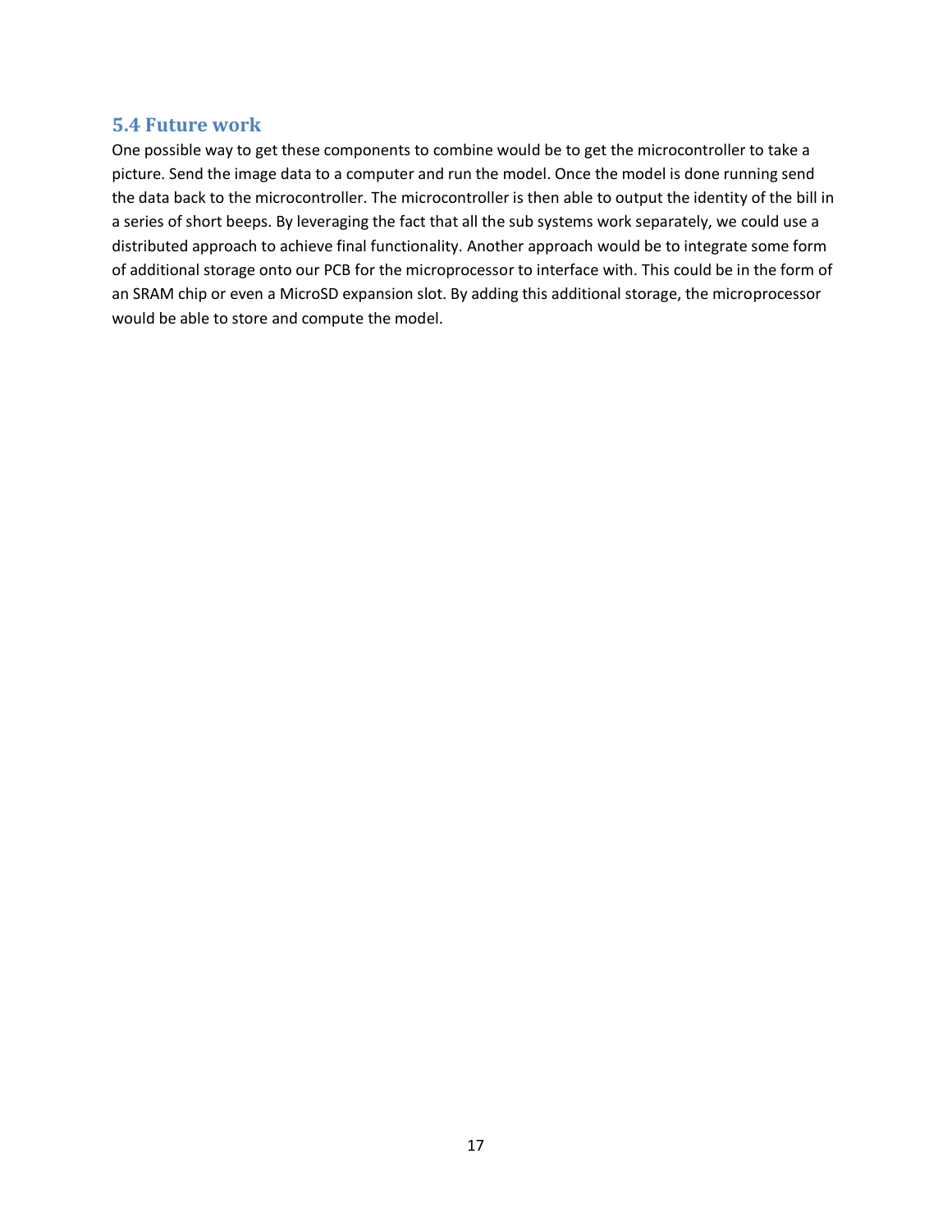## 5.4 Future work

One possible way to get these components to combine would be to get the microcontroller to take a picture. Send the image data to a computer and run the model. Once the model is done running send the data back to the microcontroller. The microcontroller is then able to output the identity of the bill in a series of short beeps. By leveraging the fact that all the sub systems work separately, we could use a distributed approach to achieve final functionality. Another approach would be to integrate some form of additional storage onto our PCB for the microprocessor to interface with. This could be in the form of an SRAM chip or even a MicroSD expansion slot. By adding this additional storage, the microprocessor would be able to store and compute the model.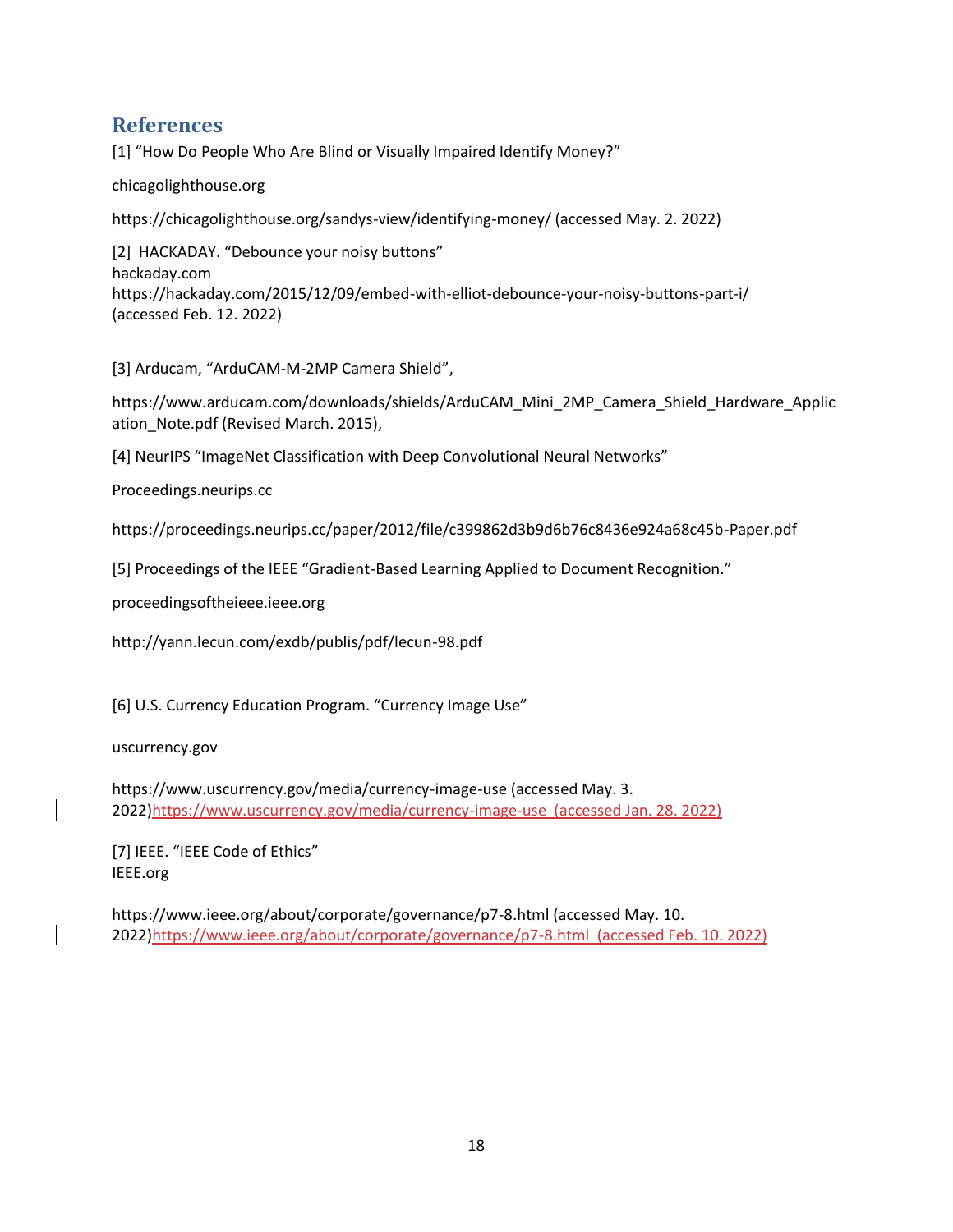## References

[1] "How Do People Who Are Blind or Visually Impaired Identify Money?"

chicagolighthouse.org

https://chicagolighthouse.org/sandys-view/identifying-money/ (accessed May. 2. 2022)

[2] HACKADAY. "Debounce your noisy buttons"
hackaday.com
https://hackaday.com/2015/12/09/embed-with-elliot-debounce-your-noisy-buttons-part-i/
(accessed Feb. 12. 2022)

[3] Arducam, "ArduCAM-M-2MP Camera Shield",

https://www.arducam.com/downloads/shields/ArduCAM_Mini_2MP_Camera_Shield_Hardware_Application_Note.pdf (Revised March. 2015),

[4] NeurIPS "ImageNet Classification with Deep Convolutional Neural Networks"

Proceedings.neurips.cc

https://proceedings.neurips.cc/paper/2012/file/c399862d3b9d6b76c8436e924a68c45b-Paper.pdf

[5] Proceedings of the IEEE "Gradient-Based Learning Applied to Document Recognition."

proceedingsoftheieee.ieee.org

http://yann.lecun.com/exdb/publis/pdf/lecun-98.pdf

[6] U.S. Currency Education Program. "Currency Image Use"

uscurrency.gov

https://www.uscurrency.gov/media/currency-image-use (accessed May. 3. 2022)https://www.uscurrency.gov/media/currency-image-use (accessed Jan. 28. 2022)

[7] IEEE. "IEEE Code of Ethics"
IEEE.org

https://www.ieee.org/about/corporate/governance/p7-8.html (accessed May. 10. 2022)https://www.ieee.org/about/corporate/governance/p7-8.html (accessed Feb. 10. 2022)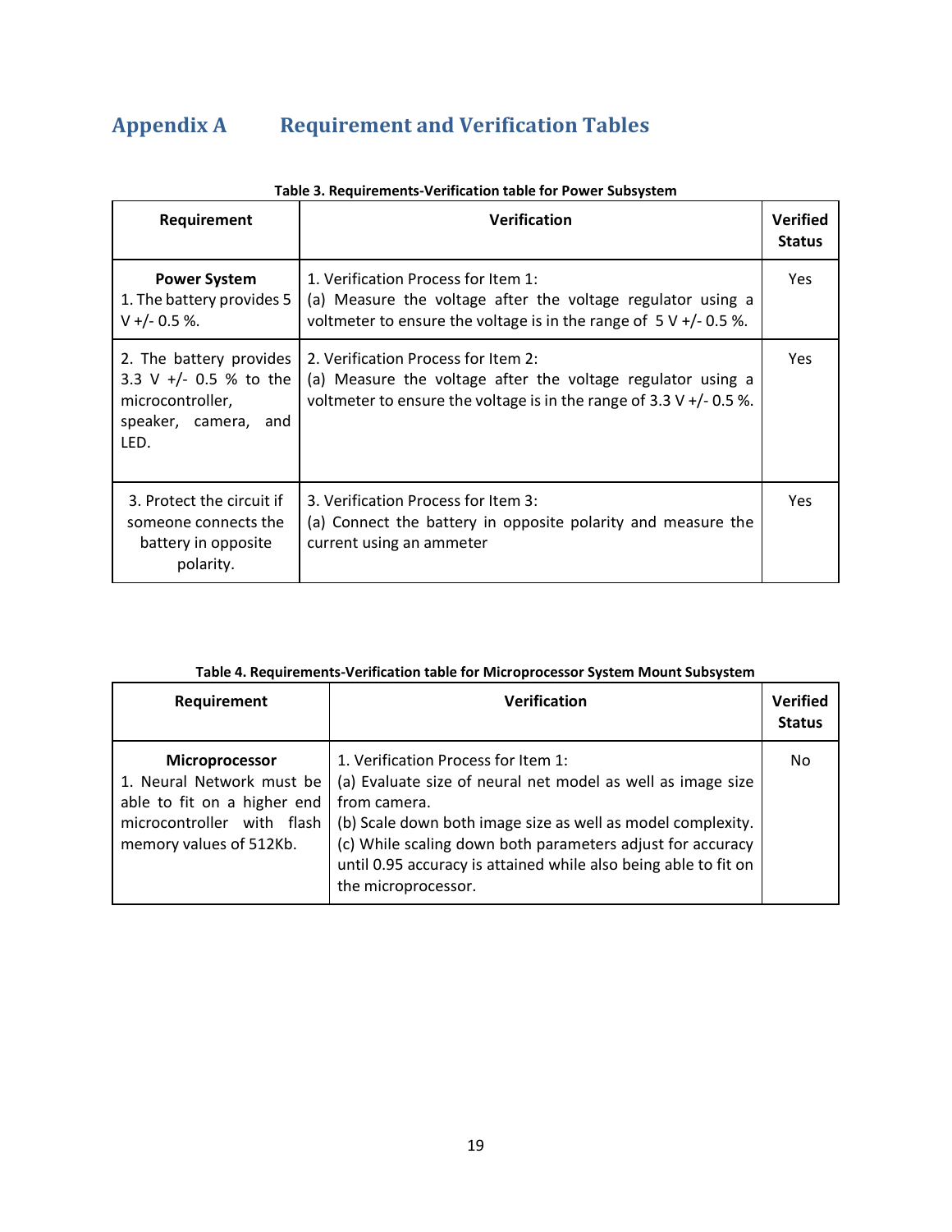# Appendix A Requirement and Verification Tables

**Table 3. Requirements-Verification table for Power Subsystem**

| Requirement | Verification | Verified Status |
|---|---|---|
| **Power System**<br>1. The battery provides 5 V +/- 0.5 %. | 1. Verification Process for Item 1:<br>(a) Measure the voltage after the voltage regulator using a voltmeter to ensure the voltage is in the range of 5 V +/- 0.5 %. | Yes |
| 2. The battery provides 3.3 V +/- 0.5 % to the microcontroller, speaker, camera, and LED. | 2. Verification Process for Item 2:<br>(a) Measure the voltage after the voltage regulator using a voltmeter to ensure the voltage is in the range of 3.3 V +/- 0.5 %. | Yes |
| 3. Protect the circuit if someone connects the battery in opposite polarity. | 3. Verification Process for Item 3:<br>(a) Connect the battery in opposite polarity and measure the current using an ammeter | Yes |

**Table 4. Requirements-Verification table for Microprocessor System Mount Subsystem**

| Requirement | Verification | Verified Status |
|---|---|---|
| **Microprocessor**<br>1. Neural Network must be able to fit on a higher end microcontroller with flash memory values of 512Kb. | 1. Verification Process for Item 1:<br>(a) Evaluate size of neural net model as well as image size from camera.<br>(b) Scale down both image size as well as model complexity.<br>(c) While scaling down both parameters adjust for accuracy until 0.95 accuracy is attained while also being able to fit on the microprocessor. | No |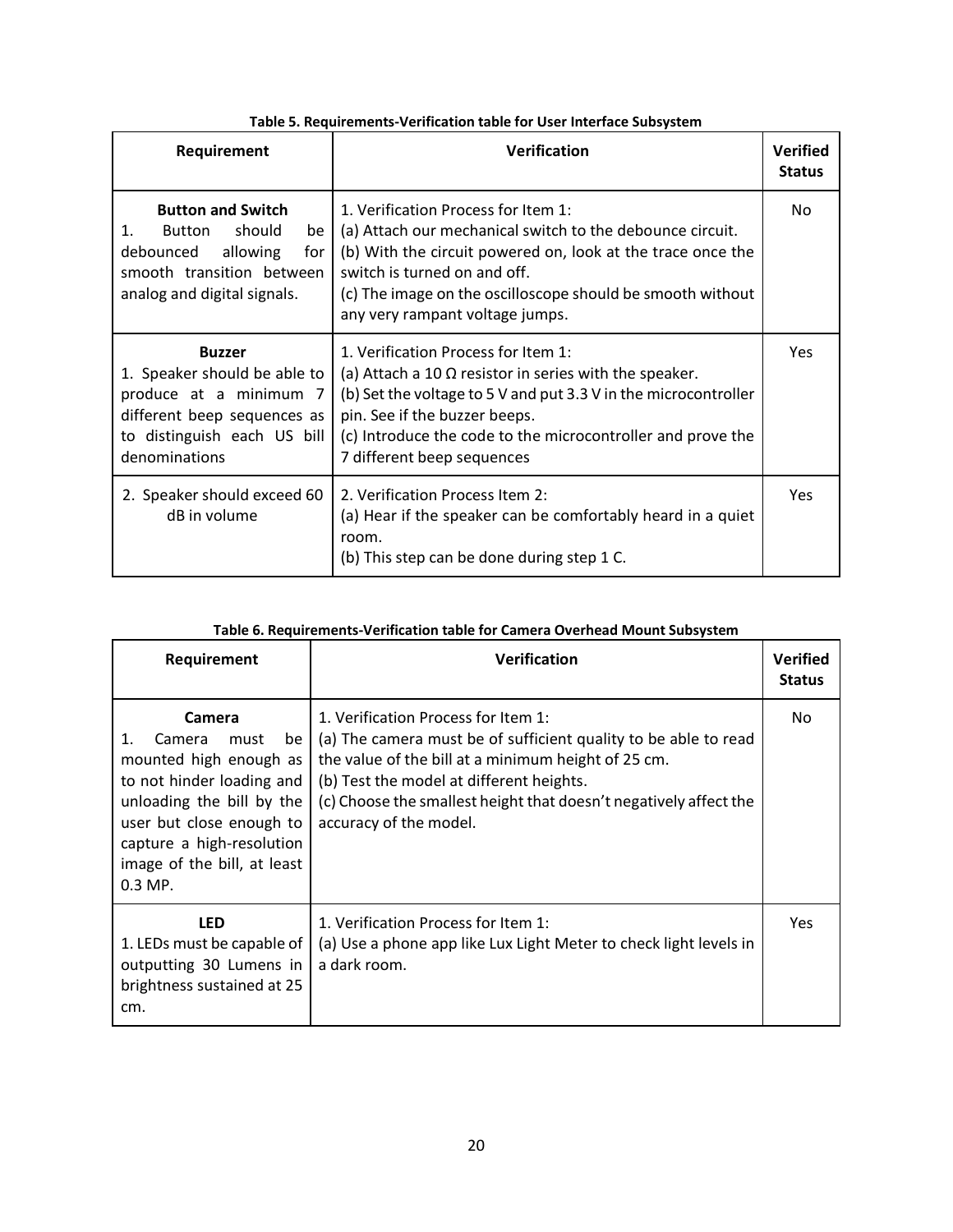**Table 5. Requirements-Verification table for User Interface Subsystem**

| Requirement | Verification | Verified Status |
|---|---|---|
| **Button and Switch**<br>1. Button should be debounced allowing for smooth transition between analog and digital signals. | 1. Verification Process for Item 1:<br>(a) Attach our mechanical switch to the debounce circuit.<br>(b) With the circuit powered on, look at the trace once the switch is turned on and off.<br>(c) The image on the oscilloscope should be smooth without any very rampant voltage jumps. | No |
| **Buzzer**<br>1. Speaker should be able to produce at a minimum 7 different beep sequences as to distinguish each US bill denominations | 1. Verification Process for Item 1:<br>(a) Attach a 10 Ω resistor in series with the speaker.<br>(b) Set the voltage to 5 V and put 3.3 V in the microcontroller pin. See if the buzzer beeps.<br>(c) Introduce the code to the microcontroller and prove the 7 different beep sequences | Yes |
| 2. Speaker should exceed 60 dB in volume | 2. Verification Process Item 2:<br>(a) Hear if the speaker can be comfortably heard in a quiet room.<br>(b) This step can be done during step 1 C. | Yes |

**Table 6. Requirements-Verification table for Camera Overhead Mount Subsystem**

| Requirement | Verification | Verified Status |
|---|---|---|
| **Camera**<br>1. Camera must be mounted high enough as to not hinder loading and unloading the bill by the user but close enough to capture a high-resolution image of the bill, at least 0.3 MP. | 1. Verification Process for Item 1:<br>(a) The camera must be of sufficient quality to be able to read the value of the bill at a minimum height of 25 cm.<br>(b) Test the model at different heights.<br>(c) Choose the smallest height that doesn't negatively affect the accuracy of the model. | No |
| **LED**<br>1. LEDs must be capable of outputting 30 Lumens in brightness sustained at 25 cm. | 1. Verification Process for Item 1:<br>(a) Use a phone app like Lux Light Meter to check light levels in a dark room. | Yes |